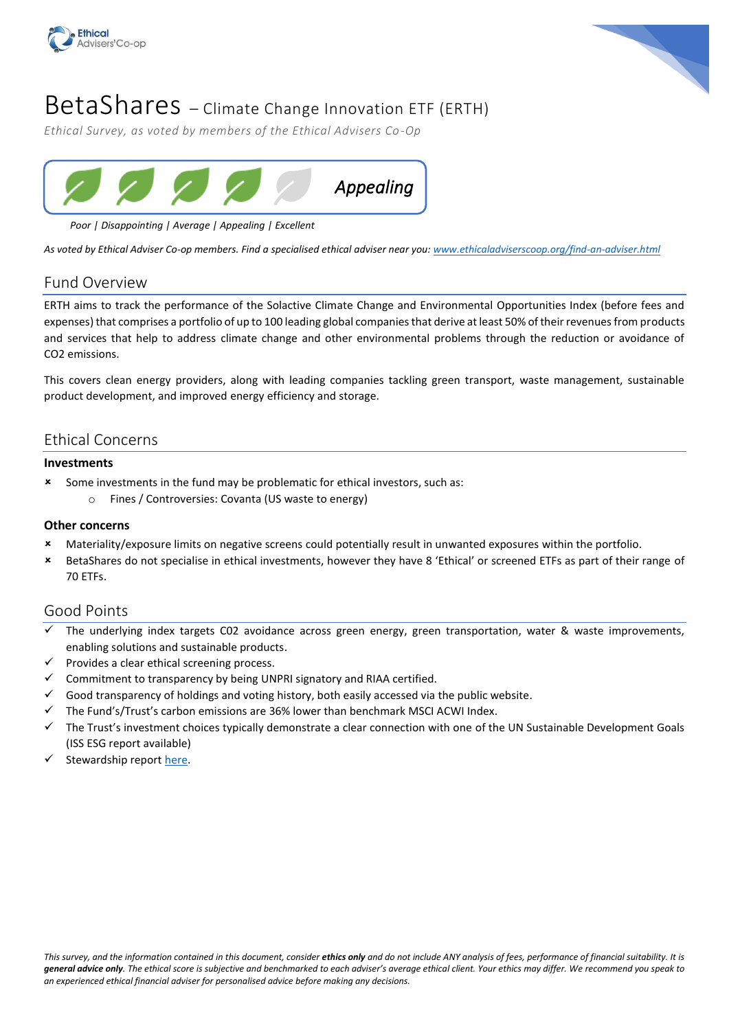# BetaShares – Climate Change Innovation ETF (ERTH)

*Ethical Survey, as voted by members of the Ethical Advisers Co-Op*

**Appealing**

*Poor | Disappointing | Average | Appealing | Excellent*

*As voted by Ethical Adviser Co-op members. Find a specialised ethical adviser near you: [www.ethicaladviserscoop.org/find-an-adviser.html](www.ethicaladviserscoop.org/find-an-adviser.html)*

## Fund Overview

ERTH aims to track the performance of the Solactive Climate Change and Environmental Opportunities Index (before fees and expenses) that comprises a portfolio of up to 100 leading global companies that derive at least 50% of their revenues from products and services that help to address climate change and other environmental problems through the reduction or avoidance of CO2 emissions.

This covers clean energy providers, along with leading companies tackling green transport, waste management, sustainable product development, and improved energy efficiency and storage.

## Ethical Concerns

### Investments

- ✗ Some investments in the fund may be problematic for ethical investors, such as:
  - Fines / Controversies: Covanta (US waste to energy)

### Other concerns

- ✗ Materiality/exposure limits on negative screens could potentially result in unwanted exposures within the portfolio.
- ✗ BetaShares do not specialise in ethical investments, however they have 8 'Ethical' or screened ETFs as part of their range of 70 ETFs.

## Good Points

- ✓ The underlying index targets C02 avoidance across green energy, green transportation, water & waste improvements, enabling solutions and sustainable products.
- ✓ Provides a clear ethical screening process.
- ✓ Commitment to transparency by being UNPRI signatory and RIAA certified.
- ✓ Good transparency of holdings and voting history, both easily accessed via the public website.
- ✓ The Fund's/Trust's carbon emissions are 36% lower than benchmark MSCI ACWI Index.
- ✓ The Trust's investment choices typically demonstrate a clear connection with one of the UN Sustainable Development Goals (ISS ESG report available)
- ✓ Stewardship report here.

*This survey, and the information contained in this document, consider **ethics only** and do not include ANY analysis of fees, performance of financial suitability. It is **general advice only**. The ethical score is subjective and benchmarked to each adviser's average ethical client. Your ethics may differ. We recommend you speak to an experienced ethical financial adviser for personalised advice before making any decisions.*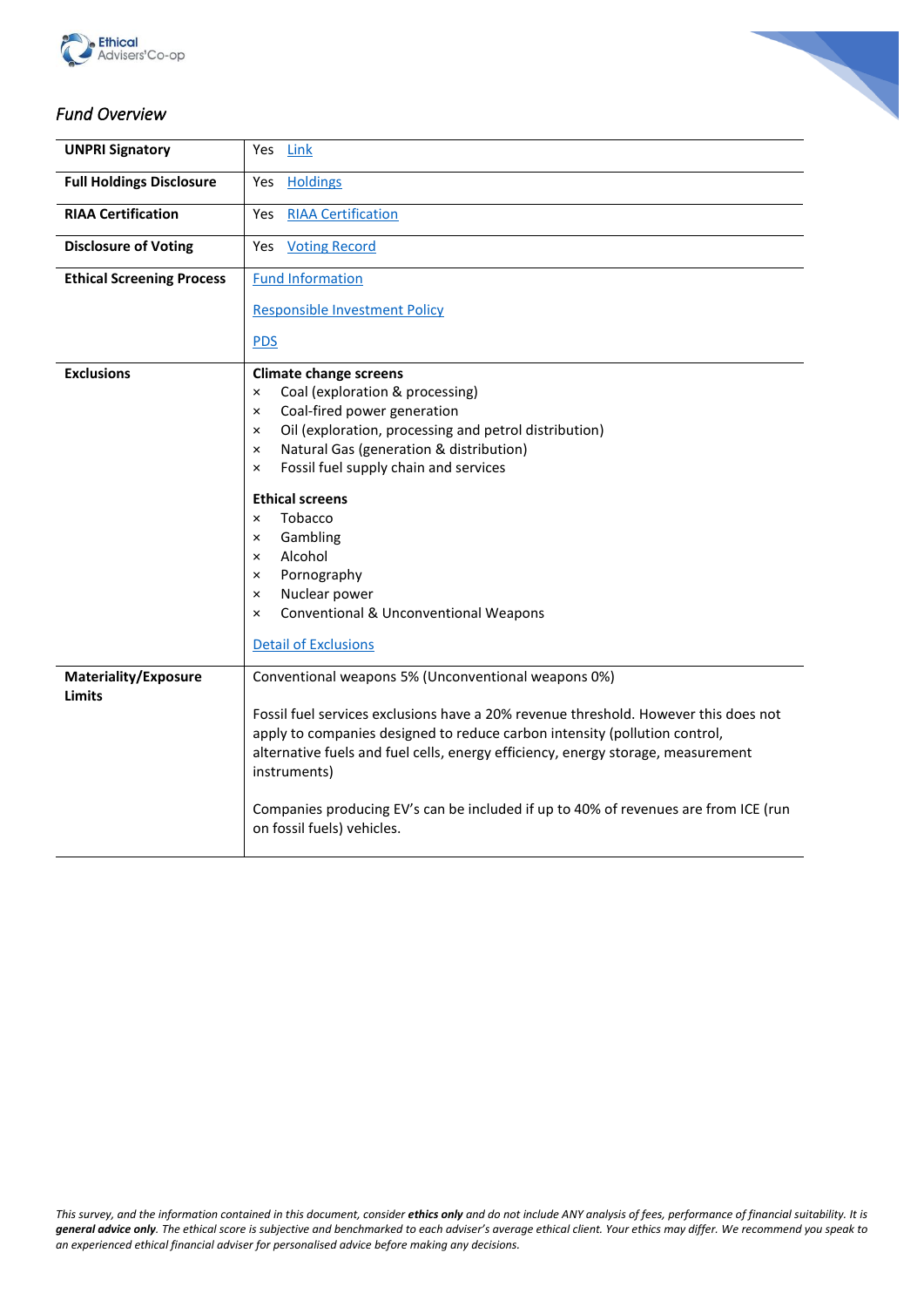## *Fund Overview*

| | |
|---|---|
| **UNPRI Signatory** | Yes [Link] |
| **Full Holdings Disclosure** | Yes [Holdings] |
| **RIAA Certification** | Yes [RIAA Certification] |
| **Disclosure of Voting** | Yes [Voting Record] |
| **Ethical Screening Process** | [Fund Information]<br><br>[Responsible Investment Policy]<br><br>[PDS] |
| **Exclusions** | **Climate change screens**<br>× Coal (exploration & processing)<br>× Coal-fired power generation<br>× Oil (exploration, processing and petrol distribution)<br>× Natural Gas (generation & distribution)<br>× Fossil fuel supply chain and services<br><br>**Ethical screens**<br>× Tobacco<br>× Gambling<br>× Alcohol<br>× Pornography<br>× Nuclear power<br>× Conventional & Unconventional Weapons<br><br>[Detail of Exclusions] |
| **Materiality/Exposure Limits** | Conventional weapons 5% (Unconventional weapons 0%)<br><br>Fossil fuel services exclusions have a 20% revenue threshold. However this does not apply to companies designed to reduce carbon intensity (pollution control, alternative fuels and fuel cells, energy efficiency, energy storage, measurement instruments)<br><br>Companies producing EV's can be included if up to 40% of revenues are from ICE (run on fossil fuels) vehicles. |

*This survey, and the information contained in this document, consider* ***ethics only*** *and do not include ANY analysis of fees, performance of financial suitability. It is* ***general advice only****. The ethical score is subjective and benchmarked to each adviser's average ethical client. Your ethics may differ. We recommend you speak to an experienced ethical financial adviser for personalised advice before making any decisions.*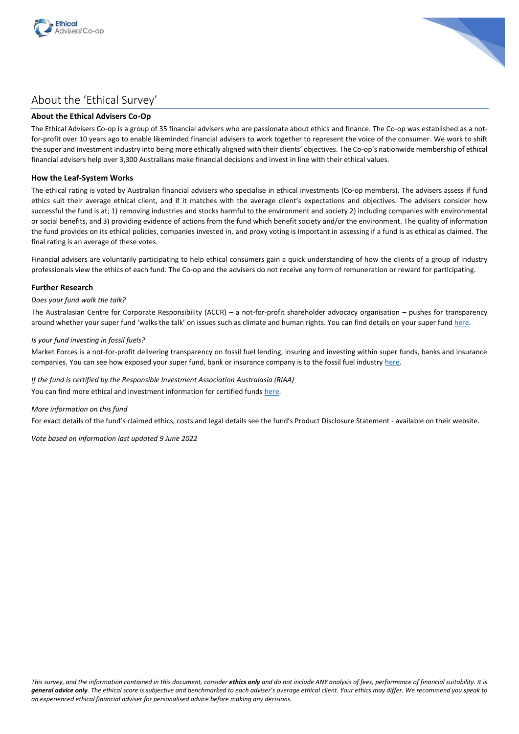# About the 'Ethical Survey'

## About the Ethical Advisers Co-Op

The Ethical Advisers Co-op is a group of 35 financial advisers who are passionate about ethics and finance. The Co-op was established as a not-for-profit over 10 years ago to enable likeminded financial advisers to work together to represent the voice of the consumer. We work to shift the super and investment industry into being more ethically aligned with their clients' objectives. The Co-op's nationwide membership of ethical financial advisers help over 3,300 Australians make financial decisions and invest in line with their ethical values.

## How the Leaf-System Works

The ethical rating is voted by Australian financial advisers who specialise in ethical investments (Co-op members). The advisers assess if fund ethics suit their average ethical client, and if it matches with the average client's expectations and objectives. The advisers consider how successful the fund is at; 1) removing industries and stocks harmful to the environment and society 2) including companies with environmental or social benefits, and 3) providing evidence of actions from the fund which benefit society and/or the environment. The quality of information the fund provides on its ethical policies, companies invested in, and proxy voting is important in assessing if a fund is as ethical as claimed. The final rating is an average of these votes.

Financial advisers are voluntarily participating to help ethical consumers gain a quick understanding of how the clients of a group of industry professionals view the ethics of each fund. The Co-op and the advisers do not receive any form of remuneration or reward for participating.

## Further Research

*Does your fund walk the talk?*

The Australasian Centre for Corporate Responsibility (ACCR) – a not-for-profit shareholder advocacy organisation – pushes for transparency around whether your super fund 'walks the talk' on issues such as climate and human rights. You can find details on your super fund here.

*Is your fund investing in fossil fuels?*

Market Forces is a not-for-profit delivering transparency on fossil fuel lending, insuring and investing within super funds, banks and insurance companies. You can see how exposed your super fund, bank or insurance company is to the fossil fuel industry here.

*If the fund is certified by the Responsible Investment Association Australasia (RIAA)*

You can find more ethical and investment information for certified funds here.

*More information on this fund*

For exact details of the fund's claimed ethics, costs and legal details see the fund's Product Disclosure Statement - available on their website.

*Vote based on information last updated 9 June 2022*

*This survey, and the information contained in this document, consider **ethics only** and do not include ANY analysis of fees, performance of financial suitability. It is **general advice only**. The ethical score is subjective and benchmarked to each adviser's average ethical client. Your ethics may differ. We recommend you speak to an experienced ethical financial adviser for personalised advice before making any decisions.*